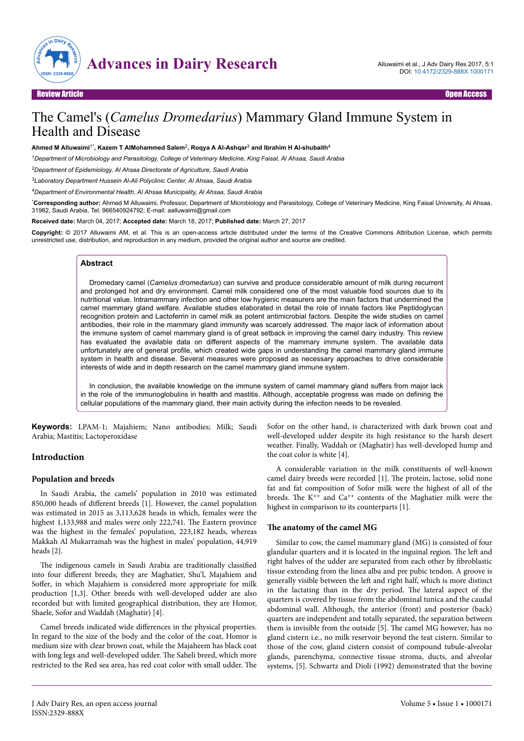Review Article | Open Access

# The Camel's (*Camelus Dromedarius*) Mammary Gland Immune System in Health and Disease

**Ahmed M Alluwaimi[1*], Kazem T AlMohammed Salem[2], Roqya A Al-Ashqar[3] and Ibrahim H Al-shubaith[4]**

[1]*Department of Microbiology and Parasitology, College of Veterinary Medicine, King Faisal, Al Ahsaa, Saudi Arabia*

[2]*Department of Epidemiology, Al Ahsaa Directorate of Agriculture, Saudi Arabia*

[3]*Laboratory Department Hussein Al-Ali Polyclinic Center, Al Ahsaa, Saudi Arabia*

[4]*Department of Environmental Health, Al Ahsaa Municipality, Al Ahsaa, Saudi Arabia*

**[*]Corresponding author:** Ahmed M Alluwaimi, Professor, Department of Microbiology and Parasitology, College of Veterinary Medicine, King Faisal University, Al Ahsaa, 31982, Saudi Arabia, Tel: 966540924792; E-mail: aalluwaimi@gmail.com

**Received date:** March 04, 2017; **Accepted date:** March 18, 2017; **Published date:** March 27, 2017

**Copyright:** © 2017 Alluwaimi AM, et al. This is an open-access article distributed under the terms of the Creative Commons Attribution License, which permits unrestricted use, distribution, and reproduction in any medium, provided the original author and source are credited.

## Abstract

Dromedary camel (*Camelus dromedarius*) can survive and produce considerable amount of milk during recurrent and prolonged hot and dry environment. Camel milk considered one of the most valuable food sources due to its nutritional value. Intramammary infection and other low hygienic measurers are the main factors that undermined the camel mammary gland welfare. Available studies elaborated in detail the role of innate factors like Peptidoglycan recognition protein and Lactoferrin in camel milk as potent antimicrobial factors. Despite the wide studies on camel antibodies, their role in the mammary gland immunity was scarcely addressed. The major lack of information about the immune system of camel mammary gland is of great setback in improving the camel dairy industry. This review has evaluated the available data on different aspects of the mammary immune system. The available data unfortunately are of general profile, which created wide gaps in understanding the camel mammary gland immune system in health and disease. Several measures were proposed as necessary approaches to drive considerable interests of wide and in depth research on the camel mammary gland immune system.

In conclusion, the available knowledge on the immune system of camel mammary gland suffers from major lack in the role of the immunoglobulins in health and mastitis. Although, acceptable progress was made on defining the cellular populations of the mammary gland, their main activity during the infection needs to be revealed.

**Keywords:** LPAM-1; Majahiem; Nano antibodies; Milk; Saudi Arabia; Mastitis; Lactoperoxidase

## Introduction

### Population and breeds

In Saudi Arabia, the camels' population in 2010 was estimated 850,000 heads of different breeds [1]. However, the camel population was estimated in 2015 as 3,113,628 heads in which, females were the highest 1,133,988 and males were only 222,741. The Eastern province was the highest in the females' population, 223,182 heads, whereas Makkah Al Mukarramah was the highest in males' population, 44,919 heads [2].

The indigenous camels in Saudi Arabia are traditionally classified into four different breeds; they are Maghatier, Shu'l, Majahiem and Soffer, in which Majahiem is considered more appropriate for milk production [1,3]. Other breeds with well-developed udder are also recorded but with limited geographical distribution, they are Homor, Shaele, Sofor and Waddah (Maghatir) [4].

Camel breeds indicated wide differences in the physical properties. In regard to the size of the body and the color of the coat, Homor is medium size with clear brown coat, while the Majaheem has black coat with long legs and well-developed udder. The Saheli breed, which more restricted to the Red sea area, has red coat color with small udder. The Sofor on the other hand, is characterized with dark brown coat and well-developed udder despite its high resistance to the harsh desert weather. Finally, Waddah or (Maghatir) has well-developed hump and the coat color is white [4].

A considerable variation in the milk constituents of well-known camel dairy breeds were recorded [1]. The protein, lactose, solid none fat and fat composition of Sofor milk were the highest of all of the breeds. The $K^{++}$ and $Ca^{++}$ contents of the Maghatier milk were the highest in comparison to its counterparts [1].

### The anatomy of the camel MG

Similar to cow, the camel mammary gland (MG) is consisted of four glandular quarters and it is located in the inguinal region. The left and right halves of the udder are separated from each other by fibroblastic tissue extending from the linea alba and pre pubic tendon. A groove is generally visible between the left and right half, which is more distinct in the lactating than in the dry period. The lateral aspect of the quarters is covered by tissue from the abdominal tunica and the caudal abdominal wall. Although, the anterior (front) and posterior (back) quarters are independent and totally separated, the separation between them is invisible from the outside [5]. The camel MG however, has no gland cistern i.e., no milk reservoir beyond the teat cistern. Similar to those of the cow, gland cistern consist of compound tubule-alveolar glands, parenchyma, connective tissue stroma, ducts, and alveolar systems, [5]. Schwartz and Dioli (1992) demonstrated that the bovine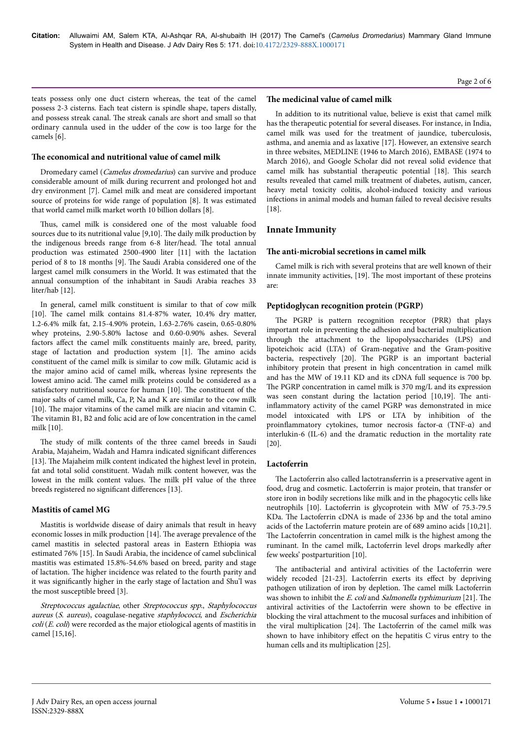teats possess only one duct cistern whereas, the teat of the camel possess 2-3 cisterns. Each teat cistern is spindle shape, tapers distally, and possess streak canal. The streak canals are short and small so that ordinary cannula used in the udder of the cow is too large for the camels [6].

### The economical and nutritional value of camel milk

Dromedary camel (*Camelus dromedarius*) can survive and produce considerable amount of milk during recurrent and prolonged hot and dry environment [7]. Camel milk and meat are considered important source of proteins for wide range of population [8]. It was estimated that world camel milk market worth 10 billion dollars [8].

Thus, camel milk is considered one of the most valuable food sources due to its nutritional value [9,10]. The daily milk production by the indigenous breeds range from 6-8 liter/head. The total annual production was estimated 2500-4900 liter [11] with the lactation period of 8 to 18 months [9]. The Saudi Arabia considered one of the largest camel milk consumers in the World. It was estimated that the annual consumption of the inhabitant in Saudi Arabia reaches 33 liter/hab [12].

In general, camel milk constituent is similar to that of cow milk [10]. The camel milk contains 81.4-87% water, 10.4% dry matter, 1.2-6.4% milk fat, 2.15-4.90% protein, 1.63-2.76% casein, 0.65-0.80% whey proteins, 2.90-5.80% lactose and 0.60-0.90% ashes. Several factors affect the camel milk constituents mainly are, breed, parity, stage of lactation and production system [1]. The amino acids constituent of the camel milk is similar to cow milk. Glutamic acid is the major amino acid of camel milk, whereas lysine represents the lowest amino acid. The camel milk proteins could be considered as a satisfactory nutritional source for human [10]. The constituent of the major salts of camel milk, Ca, P, Na and K are similar to the cow milk [10]. The major vitamins of the camel milk are niacin and vitamin C. The vitamin B1, B2 and folic acid are of low concentration in the camel milk [10].

The study of milk contents of the three camel breeds in Saudi Arabia, Majaheim, Wadah and Hamra indicated significant differences [13]. The Majaheim milk content indicated the highest level in protein, fat and total solid constituent. Wadah milk content however, was the lowest in the milk content values. The milk pH value of the three breeds registered no significant differences [13].

### Mastitis of camel MG

Mastitis is worldwide disease of dairy animals that result in heavy economic losses in milk production [14]. The average prevalence of the camel mastitis in selected pastoral areas in Eastern Ethiopia was estimated 76% [15]. In Saudi Arabia, the incidence of camel subclinical mastitis was estimated 15.8%-54.6% based on breed, parity and stage of lactation. The higher incidence was related to the fourth parity and it was significantly higher in the early stage of lactation and Shu'l was the most susceptible breed [3].

*Streptococcus agalactiae*, other *Streptococcus spp.*, *Staphylococcus aureus* (*S. aureus*), coagulase-negative *staphylococci*, and *Escherichia coli* (*E. coli*) were recorded as the major etiological agents of mastitis in camel [15,16].

### The medicinal value of camel milk

In addition to its nutritional value, believe is exist that camel milk has the therapeutic potential for several diseases. For instance, in India, camel milk was used for the treatment of jaundice, tuberculosis, asthma, and anemia and as laxative [17]. However, an extensive search in three websites, MEDLINE (1946 to March 2016), EMBASE (1974 to March 2016), and Google Scholar did not reveal solid evidence that camel milk has substantial therapeutic potential [18]. This search results revealed that camel milk treatment of diabetes, autism, cancer, heavy metal toxicity colitis, alcohol-induced toxicity and various infections in animal models and human failed to reveal decisive results [18].

## Innate Immunity

### The anti-microbial secretions in camel milk

Camel milk is rich with several proteins that are well known of their innate immunity activities, [19]. The most important of these proteins are:

### Peptidoglycan recognition protein (PGRP)

The PGRP is pattern recognition receptor (PRR) that plays important role in preventing the adhesion and bacterial multiplication through the attachment to the lipopolysaccharides (LPS) and lipoteichoic acid (LTA) of Gram-negative and the Gram-positive bacteria, respectively [20]. The PGRP is an important bacterial inhibitory protein that present in high concentration in camel milk and has the MW of 19.11 KD and its cDNA full sequence is 700 bp. The PGRP concentration in camel milk is 370 mg/L and its expression was seen constant during the lactation period [10,19]. The anti-inflammatory activity of the camel PGRP was demonstrated in mice model intoxicated with LPS or LTA by inhibition of the proinflammatory cytokines, tumor necrosis factor-α (TNF-α) and interlukin-6 (IL-6) and the dramatic reduction in the mortality rate [20].

### Lactoferrin

The Lactoferrin also called lactotransferrin is a preservative agent in food, drug and cosmetic. Lactoferrin is major protein, that transfer or store iron in bodily secretions like milk and in the phagocytic cells like neutrophils [10]. Lactoferrin is glycoprotein with MW of 75.3-79.5 KDa. The Lactoferrin cDNA is made of 2336 bp and the total amino acids of the Lactoferrin mature protein are of 689 amino acids [10,21]. The Lactoferrin concentration in camel milk is the highest among the ruminant. In the camel milk, Lactoferrin level drops markedly after few weeks' postparturition [10].

The antibacterial and antiviral activities of the Lactoferrin were widely recoded [21-23]. Lactoferrin exerts its effect by depriving pathogen utilization of iron by depletion. The camel milk Lactoferrin was shown to inhibit the *E. coli* and *Salmonella typhimurium* [21]. The antiviral activities of the Lactoferrin were shown to be effective in blocking the viral attachment to the mucosal surfaces and inhibition of the viral multiplication [24]. The Lactoferrin of the camel milk was shown to have inhibitory effect on the hepatitis C virus entry to the human cells and its multiplication [25].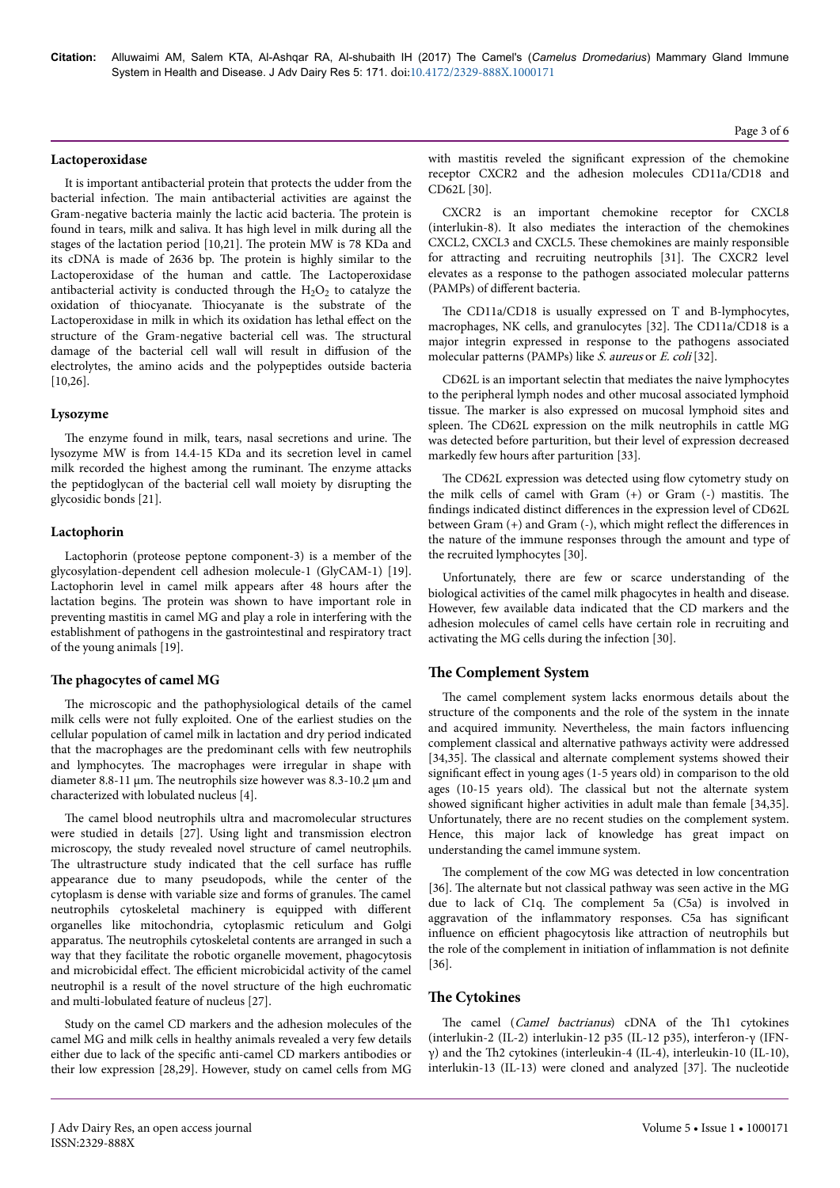### Lactoperoxidase

It is important antibacterial protein that protects the udder from the bacterial infection. The main antibacterial activities are against the Gram-negative bacteria mainly the lactic acid bacteria. The protein is found in tears, milk and saliva. It has high level in milk during all the stages of the lactation period [10,21]. The protein MW is 78 KDa and its cDNA is made of 2636 bp. The protein is highly similar to the Lactoperoxidase of the human and cattle. The Lactoperoxidase antibacterial activity is conducted through the $H_2O_2$ to catalyze the oxidation of thiocyanate. Thiocyanate is the substrate of the Lactoperoxidase in milk in which its oxidation has lethal effect on the structure of the Gram-negative bacterial cell was. The structural damage of the bacterial cell wall will result in diffusion of the electrolytes, the amino acids and the polypeptides outside bacteria [10,26].

### Lysozyme

The enzyme found in milk, tears, nasal secretions and urine. The lysozyme MW is from 14.4-15 KDa and its secretion level in camel milk recorded the highest among the ruminant. The enzyme attacks the peptidoglycan of the bacterial cell wall moiety by disrupting the glycosidic bonds [21].

### Lactophorin

Lactophorin (proteose peptone component-3) is a member of the glycosylation-dependent cell adhesion molecule-1 (GlyCAM-1) [19]. Lactophorin level in camel milk appears after 48 hours after the lactation begins. The protein was shown to have important role in preventing mastitis in camel MG and play a role in interfering with the establishment of pathogens in the gastrointestinal and respiratory tract of the young animals [19].

### The phagocytes of camel MG

The microscopic and the pathophysiological details of the camel milk cells were not fully exploited. One of the earliest studies on the cellular population of camel milk in lactation and dry period indicated that the macrophages are the predominant cells with few neutrophils and lymphocytes. The macrophages were irregular in shape with diameter 8.8-11 µm. The neutrophils size however was 8.3-10.2 µm and characterized with lobulated nucleus [4].

The camel blood neutrophils ultra and macromolecular structures were studied in details [27]. Using light and transmission electron microscopy, the study revealed novel structure of camel neutrophils. The ultrastructure study indicated that the cell surface has ruffle appearance due to many pseudopods, while the center of the cytoplasm is dense with variable size and forms of granules. The camel neutrophils cytoskeletal machinery is equipped with different organelles like mitochondria, cytoplasmic reticulum and Golgi apparatus. The neutrophils cytoskeletal contents are arranged in such a way that they facilitate the robotic organelle movement, phagocytosis and microbicidal effect. The efficient microbicidal activity of the camel neutrophil is a result of the novel structure of the high euchromatic and multi-lobulated feature of nucleus [27].

Study on the camel CD markers and the adhesion molecules of the camel MG and milk cells in healthy animals revealed a very few details either due to lack of the specific anti-camel CD markers antibodies or their low expression [28,29]. However, study on camel cells from MG with mastitis reveled the significant expression of the chemokine receptor CXCR2 and the adhesion molecules CD11a/CD18 and CD62L [30].

CXCR2 is an important chemokine receptor for CXCL8 (interlukin-8). It also mediates the interaction of the chemokines CXCL2, CXCL3 and CXCL5. These chemokines are mainly responsible for attracting and recruiting neutrophils [31]. The CXCR2 level elevates as a response to the pathogen associated molecular patterns (PAMPs) of different bacteria.

The CD11a/CD18 is usually expressed on T and B-lymphocytes, macrophages, NK cells, and granulocytes [32]. The CD11a/CD18 is a major integrin expressed in response to the pathogens associated molecular patterns (PAMPs) like *S. aureus* or *E. coli* [32].

CD62L is an important selectin that mediates the naive lymphocytes to the peripheral lymph nodes and other mucosal associated lymphoid tissue. The marker is also expressed on mucosal lymphoid sites and spleen. The CD62L expression on the milk neutrophils in cattle MG was detected before parturition, but their level of expression decreased markedly few hours after parturition [33].

The CD62L expression was detected using flow cytometry study on the milk cells of camel with Gram (+) or Gram (-) mastitis. The findings indicated distinct differences in the expression level of CD62L between Gram (+) and Gram (-), which might reflect the differences in the nature of the immune responses through the amount and type of the recruited lymphocytes [30].

Unfortunately, there are few or scarce understanding of the biological activities of the camel milk phagocytes in health and disease. However, few available data indicated that the CD markers and the adhesion molecules of camel cells have certain role in recruiting and activating the MG cells during the infection [30].

## The Complement System

The camel complement system lacks enormous details about the structure of the components and the role of the system in the innate and acquired immunity. Nevertheless, the main factors influencing complement classical and alternative pathways activity were addressed [34,35]. The classical and alternate complement systems showed their significant effect in young ages (1-5 years old) in comparison to the old ages (10-15 years old). The classical but not the alternate system showed significant higher activities in adult male than female [34,35]. Unfortunately, there are no recent studies on the complement system. Hence, this major lack of knowledge has great impact on understanding the camel immune system.

The complement of the cow MG was detected in low concentration [36]. The alternate but not classical pathway was seen active in the MG due to lack of C1q. The complement 5a (C5a) is involved in aggravation of the inflammatory responses. C5a has significant influence on efficient phagocytosis like attraction of neutrophils but the role of the complement in initiation of inflammation is not definite [36].

## The Cytokines

The camel (*Camel bactrianus*) cDNA of the Th1 cytokines (interlukin-2 (IL-2) interlukin-12 p35 (IL-12 p35), interferon-γ (IFN-γ) and the Th2 cytokines (interleukin-4 (IL-4), interleukin-10 (IL-10), interlukin-13 (IL-13) were cloned and analyzed [37]. The nucleotide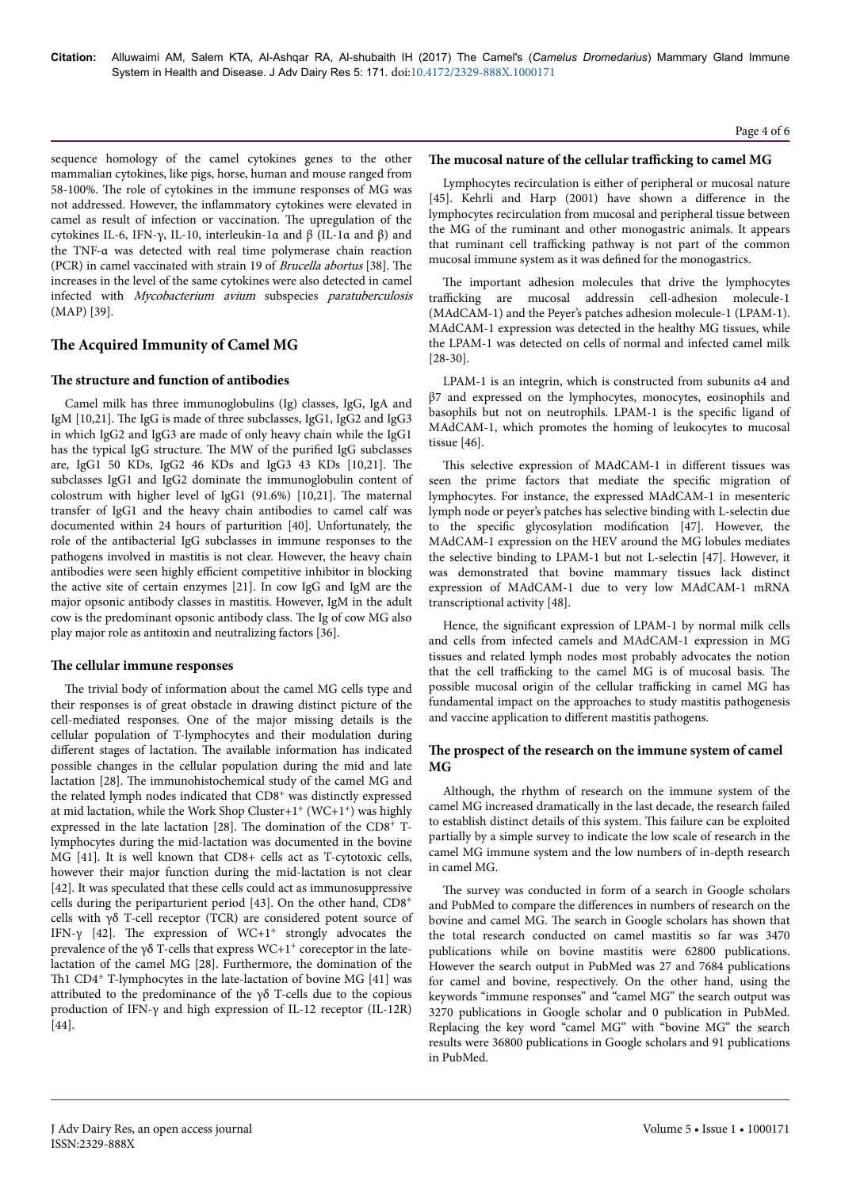sequence homology of the camel cytokines genes to the other mammalian cytokines, like pigs, horse, human and mouse ranged from 58-100%. The role of cytokines in the immune responses of MG was not addressed. However, the inflammatory cytokines were elevated in camel as result of infection or vaccination. The upregulation of the cytokines IL-6, IFN-γ, IL-10, interleukin-1α and β (IL-1α and β) and the TNF-α was detected with real time polymerase chain reaction (PCR) in camel vaccinated with strain 19 of *Brucella abortus* [38]. The increases in the level of the same cytokines were also detected in camel infected with *Mycobacterium avium* subspecies *paratuberculosis* (MAP) [39].

## The Acquired Immunity of Camel MG

### The structure and function of antibodies

Camel milk has three immunoglobulins (Ig) classes, IgG, IgA and IgM [10,21]. The IgG is made of three subclasses, IgG1, IgG2 and IgG3 in which IgG2 and IgG3 are made of only heavy chain while the IgG1 has the typical IgG structure. The MW of the purified IgG subclasses are, IgG1 50 KDs, IgG2 46 KDs and IgG3 43 KDs [10,21]. The subclasses IgG1 and IgG2 dominate the immunoglobulin content of colostrum with higher level of IgG1 (91.6%) [10,21]. The maternal transfer of IgG1 and the heavy chain antibodies to camel calf was documented within 24 hours of parturition [40]. Unfortunately, the role of the antibacterial IgG subclasses in immune responses to the pathogens involved in mastitis is not clear. However, the heavy chain antibodies were seen highly efficient competitive inhibitor in blocking the active site of certain enzymes [21]. In cow IgG and IgM are the major opsonic antibody classes in mastitis. However, IgM in the adult cow is the predominant opsonic antibody class. The Ig of cow MG also play major role as antitoxin and neutralizing factors [36].

### The cellular immune responses

The trivial body of information about the camel MG cells type and their responses is of great obstacle in drawing distinct picture of the cell-mediated responses. One of the major missing details is the cellular population of T-lymphocytes and their modulation during different stages of lactation. The available information has indicated possible changes in the cellular population during the mid and late lactation [28]. The immunohistochemical study of the camel MG and the related lymph nodes indicated that CD8$^+$ was distinctly expressed at mid lactation, while the Work Shop Cluster+1$^+$ (WC+1$^+$) was highly expressed in the late lactation [28]. The domination of the CD8$^+$ T-lymphocytes during the mid-lactation was documented in the bovine MG [41]. It is well known that CD8+ cells act as T-cytotoxic cells, however their major function during the mid-lactation is not clear [42]. It was speculated that these cells could act as immunosuppressive cells during the periparturient period [43]. On the other hand, CD8$^+$ cells with γδ T-cell receptor (TCR) are considered potent source of IFN-γ [42]. The expression of WC+1$^+$ strongly advocates the prevalence of the γδ T-cells that express WC+1$^+$ coreceptor in the late-lactation of the camel MG [28]. Furthermore, the domination of the Th1 CD4$^+$ T-lymphocytes in the late-lactation of bovine MG [41] was attributed to the predominance of the γδ T-cells due to the copious production of IFN-γ and high expression of IL-12 receptor (IL-12R) [44].

### The mucosal nature of the cellular trafficking to camel MG

Lymphocytes recirculation is either of peripheral or mucosal nature [45]. Kehrli and Harp (2001) have shown a difference in the lymphocytes recirculation from mucosal and peripheral tissue between the MG of the ruminant and other monogastric animals. It appears that ruminant cell trafficking pathway is not part of the common mucosal immune system as it was defined for the monogastrics.

The important adhesion molecules that drive the lymphocytes trafficking are mucosal addressin cell-adhesion molecule-1 (MAdCAM-1) and the Peyer's patches adhesion molecule-1 (LPAM-1). MAdCAM-1 expression was detected in the healthy MG tissues, while the LPAM-1 was detected on cells of normal and infected camel milk [28-30].

LPAM-1 is an integrin, which is constructed from subunits α4 and β7 and expressed on the lymphocytes, monocytes, eosinophils and basophils but not on neutrophils. LPAM-1 is the specific ligand of MAdCAM-1, which promotes the homing of leukocytes to mucosal tissue [46].

This selective expression of MAdCAM-1 in different tissues was seen the prime factors that mediate the specific migration of lymphocytes. For instance, the expressed MAdCAM-1 in mesenteric lymph node or peyer's patches has selective binding with L-selectin due to the specific glycosylation modification [47]. However, the MAdCAM-1 expression on the HEV around the MG lobules mediates the selective binding to LPAM-1 but not L-selectin [47]. However, it was demonstrated that bovine mammary tissues lack distinct expression of MAdCAM-1 due to very low MAdCAM-1 mRNA transcriptional activity [48].

Hence, the significant expression of LPAM-1 by normal milk cells and cells from infected camels and MAdCAM-1 expression in MG tissues and related lymph nodes most probably advocates the notion that the cell trafficking to the camel MG is of mucosal basis. The possible mucosal origin of the cellular trafficking in camel MG has fundamental impact on the approaches to study mastitis pathogenesis and vaccine application to different mastitis pathogens.

### The prospect of the research on the immune system of camel MG

Although, the rhythm of research on the immune system of the camel MG increased dramatically in the last decade, the research failed to establish distinct details of this system. This failure can be exploited partially by a simple survey to indicate the low scale of research in the camel MG immune system and the low numbers of in-depth research in camel MG.

The survey was conducted in form of a search in Google scholars and PubMed to compare the differences in numbers of research on the bovine and camel MG. The search in Google scholars has shown that the total research conducted on camel mastitis so far was 3470 publications while on bovine mastitis were 62800 publications. However the search output in PubMed was 27 and 7684 publications for camel and bovine, respectively. On the other hand, using the keywords "immune responses" and "camel MG" the search output was 3270 publications in Google scholar and 0 publication in PubMed. Replacing the key word "camel MG" with "bovine MG" the search results were 36800 publications in Google scholars and 91 publications in PubMed.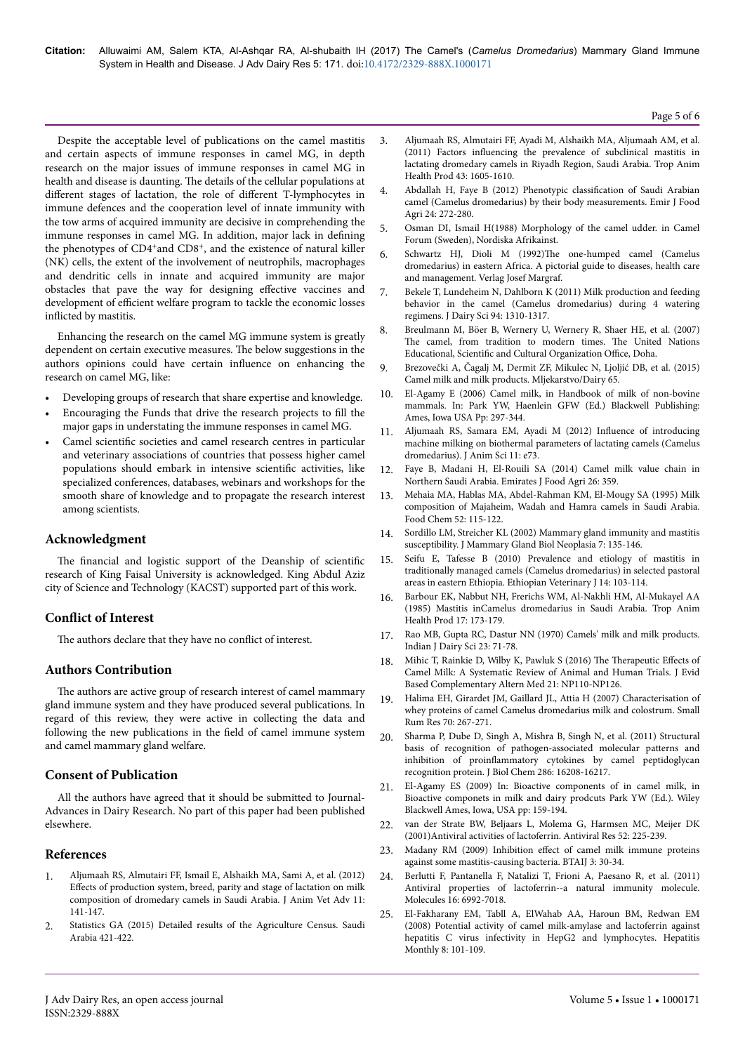Despite the acceptable level of publications on the camel mastitis and certain aspects of immune responses in camel MG, in depth research on the major issues of immune responses in camel MG in health and disease is daunting. The details of the cellular populations at different stages of lactation, the role of different T-lymphocytes in immune defences and the cooperation level of innate immunity with the tow arms of acquired immunity are decisive in comprehending the immune responses in camel MG. In addition, major lack in defining the phenotypes of $CD4^+$and $CD8^+$, and the existence of natural killer (NK) cells, the extent of the involvement of neutrophils, macrophages and dendritic cells in innate and acquired immunity are major obstacles that pave the way for designing effective vaccines and development of efficient welfare program to tackle the economic losses inflicted by mastitis.

Enhancing the research on the camel MG immune system is greatly dependent on certain executive measures. The below suggestions in the authors opinions could have certain influence on enhancing the research on camel MG, like:

- Developing groups of research that share expertise and knowledge.
- Encouraging the Funds that drive the research projects to fill the major gaps in understating the immune responses in camel MG.
- Camel scientific societies and camel research centres in particular and veterinary associations of countries that possess higher camel populations should embark in intensive scientific activities, like specialized conferences, databases, webinars and workshops for the smooth share of knowledge and to propagate the research interest among scientists.

## Acknowledgment

The financial and logistic support of the Deanship of scientific research of King Faisal University is acknowledged. King Abdul Aziz city of Science and Technology (KACST) supported part of this work.

## Conflict of Interest

The authors declare that they have no conflict of interest.

## Authors Contribution

The authors are active group of research interest of camel mammary gland immune system and they have produced several publications. In regard of this review, they were active in collecting the data and following the new publications in the field of camel immune system and camel mammary gland welfare.

## Consent of Publication

All the authors have agreed that it should be submitted to Journal-Advances in Dairy Research. No part of this paper had been published elsewhere.

## References

1. Aljumaah RS, Almutairi FF, Ismail E, Alshaikh MA, Sami A, et al. (2012) Effects of production system, breed, parity and stage of lactation on milk composition of dromedary camels in Saudi Arabia. J Anim Vet Adv 11: 141-147.
2. Statistics GA (2015) Detailed results of the Agriculture Census. Saudi Arabia 421-422.
3. Aljumaah RS, Almutairi FF, Ayadi M, Alshaikh MA, Aljumaah AM, et al. (2011) Factors influencing the prevalence of subclinical mastitis in lactating dromedary camels in Riyadh Region, Saudi Arabia. Trop Anim Health Prod 43: 1605-1610.
4. Abdallah H, Faye B (2012) Phenotypic classification of Saudi Arabian camel (Camelus dromedarius) by their body measurements. Emir J Food Agri 24: 272-280.
5. Osman DI, Ismail H(1988) Morphology of the camel udder. in Camel Forum (Sweden), Nordiska Afrikainst.
6. Schwartz HJ, Dioli M (1992)The one-humped camel (Camelus dromedarius) in eastern Africa. A pictorial guide to diseases, health care and management. Verlag Josef Margraf.
7. Bekele T, Lundeheim N, Dahlborn K (2011) Milk production and feeding behavior in the camel (Camelus dromedarius) during 4 watering regimens. J Dairy Sci 94: 1310-1317.
8. Breulmann M, Böer B, Wernery U, Wernery R, Shaer HE, et al. (2007) The camel, from tradition to modern times. The United Nations Educational, Scientific and Cultural Organization Office, Doha.
9. Brezovečki A, Čagalj M, Dermit ZF, Mikulec N, Ljoljić DB, et al. (2015) Camel milk and milk products. Mljekarstvo/Dairy 65.
10. El-Agamy E (2006) Camel milk, in Handbook of milk of non-bovine mammals. In: Park YW, Haenlein GFW (Ed.) Blackwell Publishing: Ames, Iowa USA Pp: 297-344.
11. Aljumaah RS, Samara EM, Ayadi M (2012) Influence of introducing machine milking on biothermal parameters of lactating camels (Camelus dromedarius). J Anim Sci 11: e73.
12. Faye B, Madani H, El-Rouili SA (2014) Camel milk value chain in Northern Saudi Arabia. Emirates J Food Agri 26: 359.
13. Mehaia MA, Hablas MA, Abdel-Rahman KM, El-Mougy SA (1995) Milk composition of Majaheim, Wadah and Hamra camels in Saudi Arabia. Food Chem 52: 115-122.
14. Sordillo LM, Streicher KL (2002) Mammary gland immunity and mastitis susceptibility. J Mammary Gland Biol Neoplasia 7: 135-146.
15. Seifu E, Tafesse B (2010) Prevalence and etiology of mastitis in traditionally managed camels (Camelus dromedarius) in selected pastoral areas in eastern Ethiopia. Ethiopian Veterinary J 14: 103-114.
16. Barbour EK, Nabbut NH, Frerichs WM, Al-Nakhli HM, Al-Mukayel AA (1985) Mastitis inCamelus dromedarius in Saudi Arabia. Trop Anim Health Prod 17: 173-179.
17. Rao MB, Gupta RC, Dastur NN (1970) Camels' milk and milk products. Indian J Dairy Sci 23: 71-78.
18. Mihic T, Rainkie D, Wilby K, Pawluk S (2016) The Therapeutic Effects of Camel Milk: A Systematic Review of Animal and Human Trials. J Evid Based Complementary Altern Med 21: NP110-NP126.
19. Halima EH, Girardet JM, Gaillard JL, Attia H (2007) Characterisation of whey proteins of camel Camelus dromedarius milk and colostrum. Small Rum Res 70: 267-271.
20. Sharma P, Dube D, Singh A, Mishra B, Singh N, et al. (2011) Structural basis of recognition of pathogen-associated molecular patterns and inhibition of proinflammatory cytokines by camel peptidoglycan recognition protein. J Biol Chem 286: 16208-16217.
21. El-Agamy ES (2009) In: Bioactive components of in camel milk, in Bioactive componets in milk and dairy prodcuts Park YW (Ed.). Wiley Blackwell Ames, Iowa, USA pp: 159-194.
22. van der Strate BW, Beljaars L, Molema G, Harmsen MC, Meijer DK (2001)Antiviral activities of lactoferrin. Antiviral Res 52: 225-239.
23. Madany RM (2009) Inhibition effect of camel milk immune proteins against some mastitis-causing bacteria. BTAIJ 3: 30-34.
24. Berlutti F, Pantanella F, Natalizi T, Frioni A, Paesano R, et al. (2011) Antiviral properties of lactoferrin--a natural immunity molecule. Molecules 16: 6992-7018.
25. El-Fakharany EM, Tabll A, ElWahab AA, Haroun BM, Redwan EM (2008) Potential activity of camel milk-amylase and lactoferrin against hepatitis C virus infectivity in HepG2 and lymphocytes. Hepatitis Monthly 8: 101-109.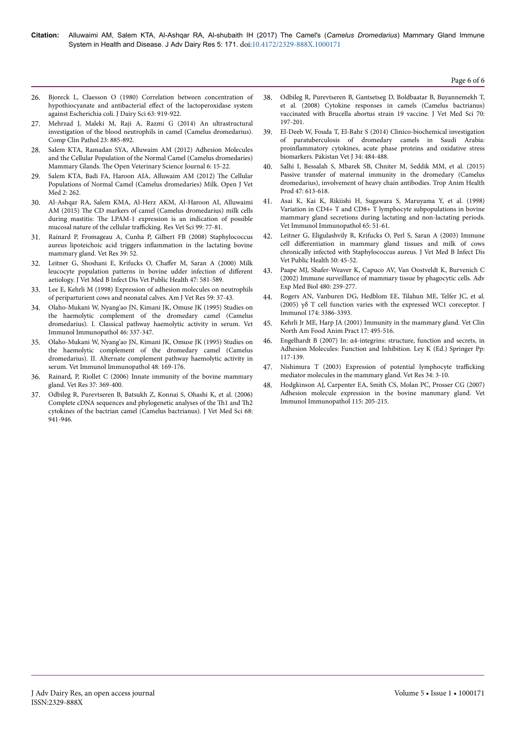26. Bjoreck L, Claesson O (1980) Correlation between concentration of hypothiocyanate and antibacterial effect of the lactoperoxidase system against Escherichia coli. J Dairy Sci 63: 919-922.
27. Mehrzad J, Maleki M, Raji A, Razmi G (2014) An ultrastructural investigation of the blood neutrophils in camel (Camelus dromedarius). Comp Clin Pathol 23: 885-892.
28. Salem KTA, Ramadan SYA, Alluwaim AM (2012) Adhesion Molecules and the Cellular Population of the Normal Camel (Camelus dromedaries) Mammary Glands. The Open Veterinary Science Journal 6: 15-22.
29. Salem KTA, Badi FA, Haroon AIA, Alluwaim AM (2012) The Cellular Populations of Normal Camel (Camelus dromedaries) Milk. Open J Vet Med 2: 262.
30. Al-Ashqar RA, Salem KMA, Al-Herz AKM, Al-Haroon AI, Alluwaimi AM (2015) The CD markers of camel (Camelus dromedarius) milk cells during mastitis: The LPAM-1 expression is an indication of possible mucosal nature of the cellular trafficking. Res Vet Sci 99: 77-81.
31. Rainard P, Fromageau A, Cunha P, Gilbert FB (2008) Staphylococcus aureus lipoteichoic acid triggers inflammation in the lactating bovine mammary gland. Vet Res 39: 52.
32. Leitner G, Shoshani E, Krifucks O, Chaffer M, Saran A (2000) Milk leucocyte population patterns in bovine udder infection of different aetiology. J Vet Med B Infect Dis Vet Public Health 47: 581-589.
33. Lee E, Kehrli M (1998) Expression of adhesion molecules on neutrophils of periparturient cows and neonatal calves. Am J Vet Res 59: 37-43.
34. Olaho-Mukani W, Nyang'ao JN, Kimani JK, Omuse JK (1995) Studies on the haemolytic complement of the dromedary camel (Camelus dromedarius). I. Classical pathway haemolytic activity in serum. Vet Immunol Immunopathol 46: 337-347.
35. Olaho-Mukani W, Nyang'ao JN, Kimani JK, Omuse JK (1995) Studies on the haemolytic complement of the dromedary camel (Camelus dromedarius). II. Alternate complement pathway haemolytic activity in serum. Vet Immunol Immunopathol 48: 169-176.
36. Rainard, P, Riollet C (2006) Innate immunity of the bovine mammary gland. Vet Res 37: 369-400.
37. Odbileg R, Purevtseren B, Batsukh Z, Konnai S, Ohashi K, et al. (2006) Complete cDNA sequences and phylogenetic analyses of the Th1 and Th2 cytokines of the bactrian camel (Camelus bactrianus). J Vet Med Sci 68: 941-946.
38. Odbileg R, Purevtseren B, Gantsetseg D, Boldbaatar B, Buyannemekh T, et al. (2008) Cytokine responses in camels (Camelus bactrianus) vaccinated with Brucella abortus strain 19 vaccine. J Vet Med Sci 70: 197-201.
39. El-Deeb W, Fouda T, El-Bahr S (2014) Clinico-biochemical investigation of paratuberculosis of dromedary camels in Saudi Arabia: proinflammatory cytokines, acute phase proteins and oxidative stress biomarkers. Pakistan Vet J 34: 484-488.
40. Salhi I, Bessalah S, Mbarek SB, Chniter M, Seddik MM, et al. (2015) Passive transfer of maternal immunity in the dromedary (Camelus dromedarius), involvement of heavy chain antibodies. Trop Anim Health Prod 47: 613-618.
41. Asai K, Kai K, Rikiishi H, Sugawara S, Maruyama Y, et al. (1998) Variation in CD4+ T and CD8+ T lymphocyte subpopulations in bovine mammary gland secretions during lactating and non-lactating periods. Vet Immunol Immunopathol 65: 51-61.
42. Leitner G, Eligulashvily R, Krifucks O, Perl S, Saran A (2003) Immune cell differentiation in mammary gland tissues and milk of cows chronically infected with Staphylococcus aureus. J Vet Med B Infect Dis Vet Public Health 50: 45-52.
43. Paape MJ, Shafer-Weaver K, Capuco AV, Van Oostveldt K, Burvenich C (2002) Immune surveillance of mammary tissue by phagocytic cells. Adv Exp Med Biol 480: 259-277.
44. Rogers AN, Vanburen DG, Hedblom EE, Tilahun ME, Telfer JC, et al. (2005) γδ T cell function varies with the expressed WC1 coreceptor. J Immunol 174: 3386-3393.
45. Kehrli Jr ME, Harp JA (2001) Immunity in the mammary gland. Vet Clin North Am Food Anim Pract 17: 495-516.
46. Engelhardt B (2007) In: α4-integrins: structure, function and secrets, in Adhesion Molecules: Function and Inhibition. Ley K (Ed.) Springer Pp: 117-139.
47. Nishimura T (2003) Expression of potential lymphocyte trafficking mediator molecules in the mammary gland. Vet Res 34: 3-10.
48. Hodgkinson AJ, Carpenter EA, Smith CS, Molan PC, Prosser CG (2007) Adhesion molecule expression in the bovine mammary gland. Vet Immunol Immunopathol 115: 205-215.